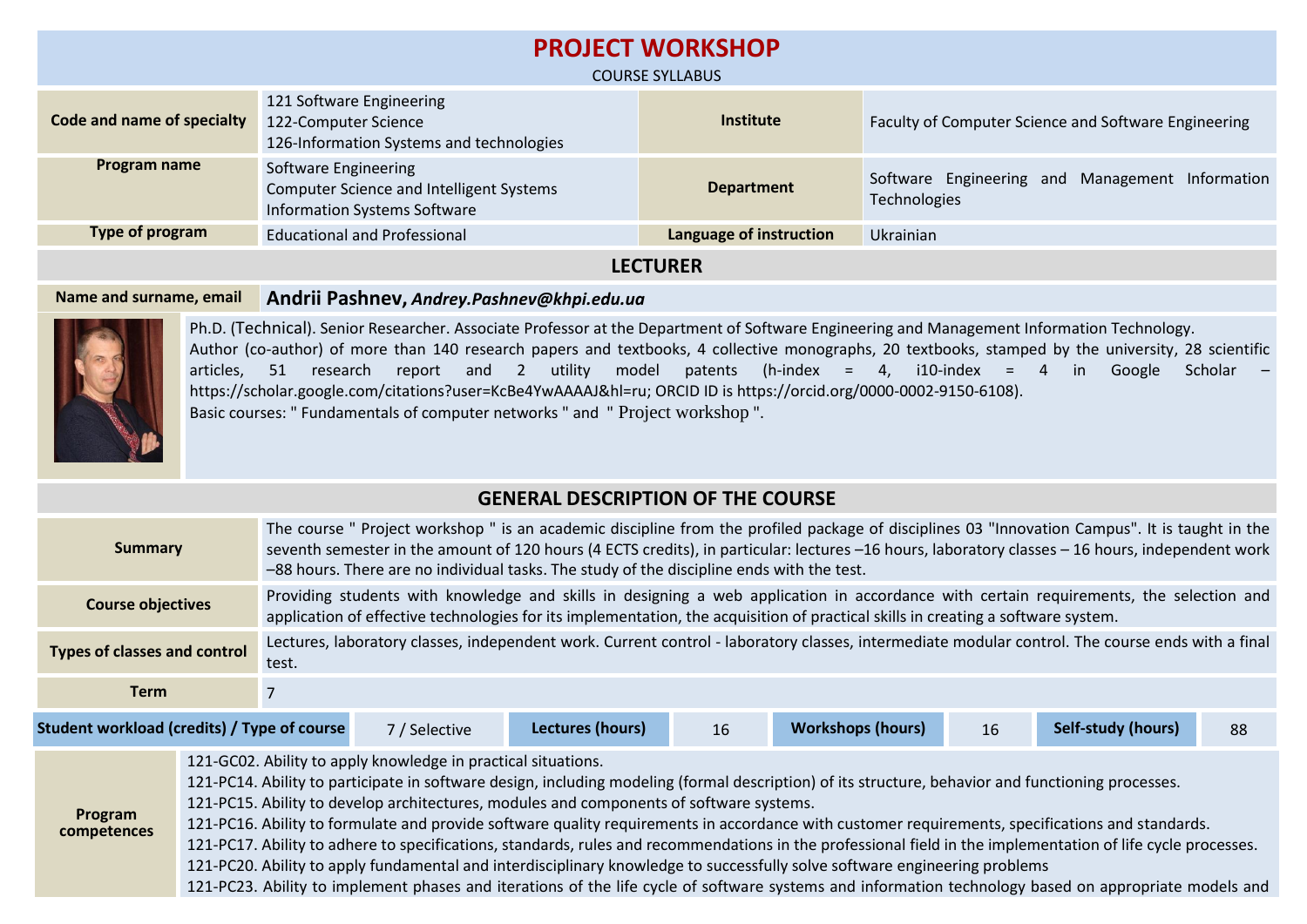# PROJECT WORKSHOP

COURSE SYLLABUS

| | | | |
|---|---|---|---|
| **Code and name of specialty** | 121 Software Engineering<br>122-Computer Science<br>126-Information Systems and technologies | **Institute** | Faculty of Computer Science and Software Engineering |
| **Program name** | Software Engineering<br>Computer Science and Intelligent Systems<br>Information Systems Software | **Department** | Software Engineering and Management Information Technologies |
| **Type of program** | Educational and Professional | **Language of instruction** | Ukrainian |

## LECTURER

**Name and surname, email** **Andrii Pashnev,** ***Andrey.Pashnev@khpi.edu.ua***

Ph.D. (Technical). Senior Researcher. Associate Professor at the Department of Software Engineering and Management Information Technology.
Author (co-author) of more than 140 research papers and textbooks, 4 collective monographs, 20 textbooks, stamped by the university, 28 scientific articles, 51 research report and 2 utility model patents (h-index = 4, i10-index = 4 in Google Scholar – https://scholar.google.com/citations?user=KcBe4YwAAAAJ&hl=ru; ORCID ID is https://orcid.org/0000-0002-9150-6108).
Basic courses: " Fundamentals of computer networks " and " Project workshop ".

## GENERAL DESCRIPTION OF THE COURSE

| | |
|---|---|
| **Summary** | The course " Project workshop " is an academic discipline from the profiled package of disciplines 03 "Innovation Campus". It is taught in the seventh semester in the amount of 120 hours (4 ECTS credits), in particular: lectures –16 hours, laboratory classes – 16 hours, independent work –88 hours. There are no individual tasks. The study of the discipline ends with the test. |
| **Course objectives** | Providing students with knowledge and skills in designing a web application in accordance with certain requirements, the selection and application of effective technologies for its implementation, the acquisition of practical skills in creating a software system. |
| **Types of classes and control** | Lectures, laboratory classes, independent work. Current control - laboratory classes, intermediate modular control. The course ends with a final test. |
| **Term** | 7 |

| Student workload (credits) / Type of course | 7 / Selective | Lectures (hours) | 16 | Workshops (hours) | 16 | Self-study (hours) | 88 |
|---|---|---|---|---|---|---|---|

**Program competences**

121-GC02. Ability to apply knowledge in practical situations.
121-PC14. Ability to participate in software design, including modeling (formal description) of its structure, behavior and functioning processes.
121-PC15. Ability to develop architectures, modules and components of software systems.
121-PC16. Ability to formulate and provide software quality requirements in accordance with customer requirements, specifications and standards.
121-PC17. Ability to adhere to specifications, standards, rules and recommendations in the professional field in the implementation of life cycle processes.
121-PC20. Ability to apply fundamental and interdisciplinary knowledge to successfully solve software engineering problems
121-PC23. Ability to implement phases and iterations of the life cycle of software systems and information technology based on appropriate models and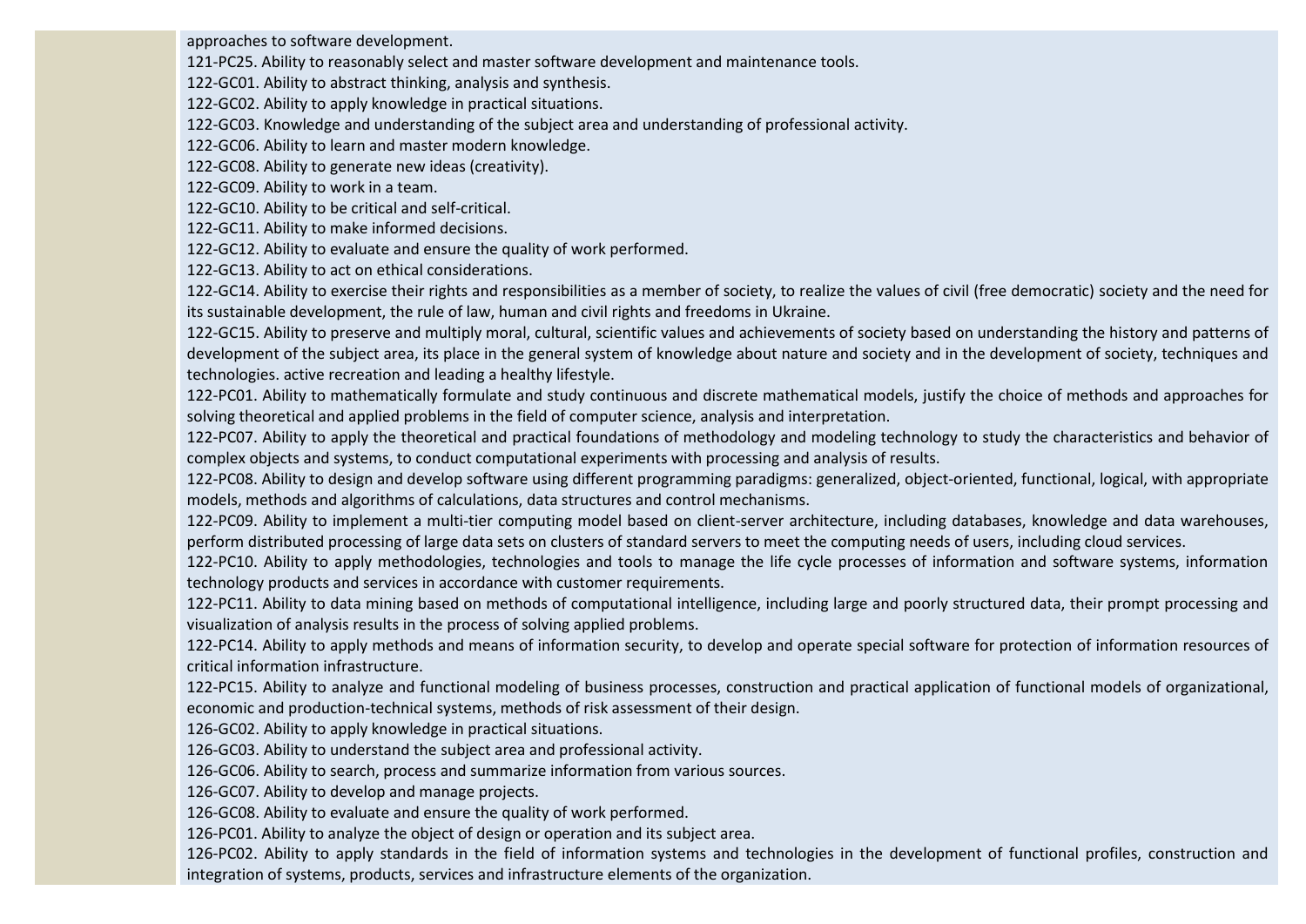| | |
|---|---|
| | approaches to software development.<br>121-PC25. Ability to reasonably select and master software development and maintenance tools.<br>122-GC01. Ability to abstract thinking, analysis and synthesis.<br>122-GC02. Ability to apply knowledge in practical situations.<br>122-GC03. Knowledge and understanding of the subject area and understanding of professional activity.<br>122-GC06. Ability to learn and master modern knowledge.<br>122-GC08. Ability to generate new ideas (creativity).<br>122-GC09. Ability to work in a team.<br>122-GC10. Ability to be critical and self-critical.<br>122-GC11. Ability to make informed decisions.<br>122-GC12. Ability to evaluate and ensure the quality of work performed.<br>122-GC13. Ability to act on ethical considerations.<br>122-GC14. Ability to exercise their rights and responsibilities as a member of society, to realize the values of civil (free democratic) society and the need for its sustainable development, the rule of law, human and civil rights and freedoms in Ukraine.<br>122-GC15. Ability to preserve and multiply moral, cultural, scientific values and achievements of society based on understanding the history and patterns of development of the subject area, its place in the general system of knowledge about nature and society and in the development of society, techniques and technologies. active recreation and leading a healthy lifestyle.<br>122-PC01. Ability to mathematically formulate and study continuous and discrete mathematical models, justify the choice of methods and approaches for solving theoretical and applied problems in the field of computer science, analysis and interpretation.<br>122-PC07. Ability to apply the theoretical and practical foundations of methodology and modeling technology to study the characteristics and behavior of complex objects and systems, to conduct computational experiments with processing and analysis of results.<br>122-PC08. Ability to design and develop software using different programming paradigms: generalized, object-oriented, functional, logical, with appropriate models, methods and algorithms of calculations, data structures and control mechanisms.<br>122-PC09. Ability to implement a multi-tier computing model based on client-server architecture, including databases, knowledge and data warehouses, perform distributed processing of large data sets on clusters of standard servers to meet the computing needs of users, including cloud services.<br>122-PC10. Ability to apply methodologies, technologies and tools to manage the life cycle processes of information and software systems, information technology products and services in accordance with customer requirements.<br>122-PC11. Ability to data mining based on methods of computational intelligence, including large and poorly structured data, their prompt processing and visualization of analysis results in the process of solving applied problems.<br>122-PC14. Ability to apply methods and means of information security, to develop and operate special software for protection of information resources of critical information infrastructure.<br>122-PC15. Ability to analyze and functional modeling of business processes, construction and practical application of functional models of organizational, economic and production-technical systems, methods of risk assessment of their design.<br>126-GC02. Ability to apply knowledge in practical situations.<br>126-GC03. Ability to understand the subject area and professional activity.<br>126-GC06. Ability to search, process and summarize information from various sources.<br>126-GC07. Ability to develop and manage projects.<br>126-GC08. Ability to evaluate and ensure the quality of work performed.<br>126-PC01. Ability to analyze the object of design or operation and its subject area.<br>126-PC02. Ability to apply standards in the field of information systems and technologies in the development of functional profiles, construction and integration of systems, products, services and infrastructure elements of the organization. |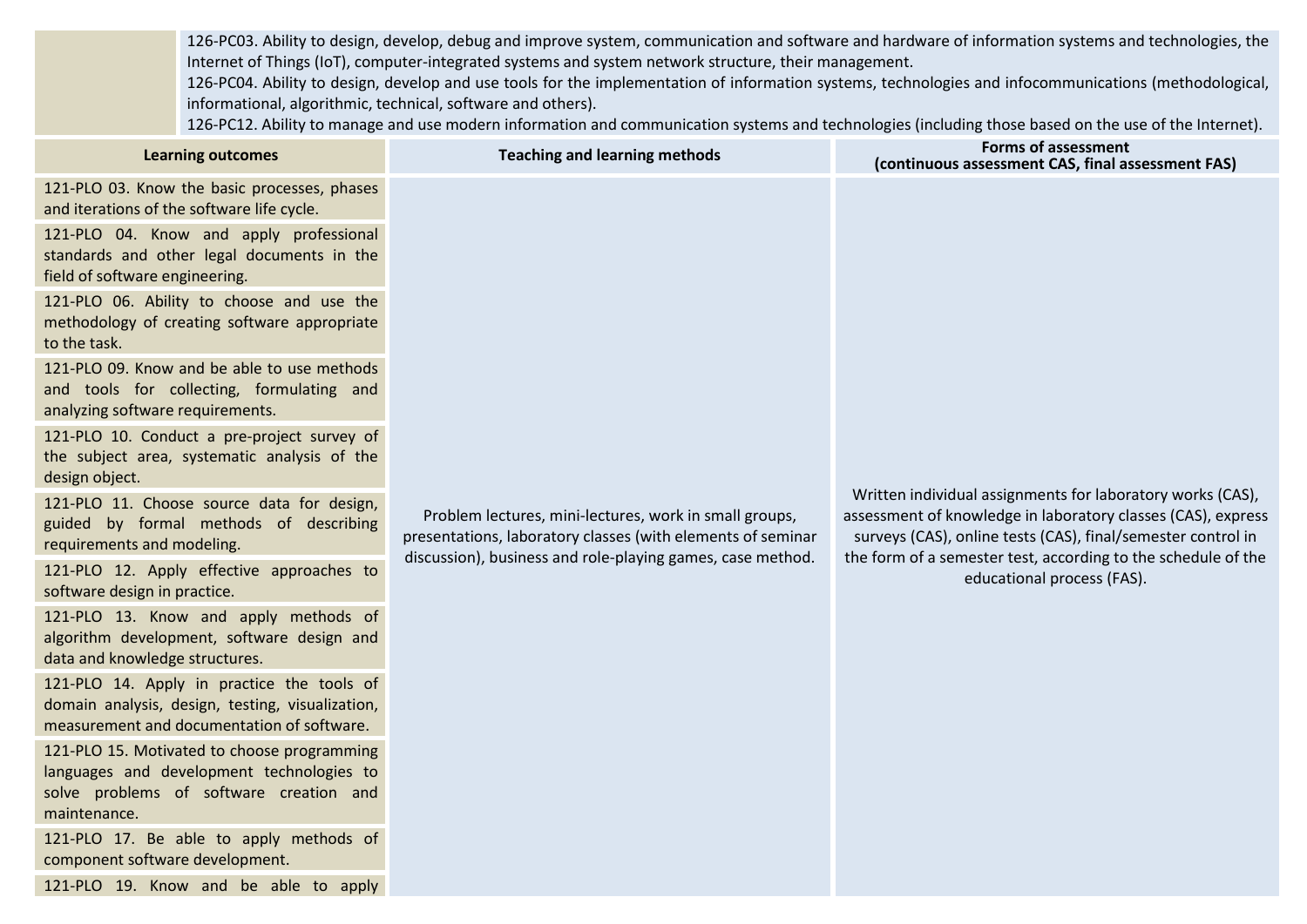| | |
|---|---|
| | 126-PC03. Ability to design, develop, debug and improve system, communication and software and hardware of information systems and technologies, the Internet of Things (IoT), computer-integrated systems and system network structure, their management.<br>126-PC04. Ability to design, develop and use tools for the implementation of information systems, technologies and infocommunications (methodological, informational, algorithmic, technical, software and others).<br>126-PC12. Ability to manage and use modern information and communication systems and technologies (including those based on the use of the Internet). |

| Learning outcomes | Teaching and learning methods | Forms of assessment (continuous assessment CAS, final assessment FAS) |
|---|---|---|
| 121-PLO 03. Know the basic processes, phases and iterations of the software life cycle.<br>121-PLO 04. Know and apply professional standards and other legal documents in the field of software engineering.<br>121-PLO 06. Ability to choose and use the methodology of creating software appropriate to the task.<br>121-PLO 09. Know and be able to use methods and tools for collecting, formulating and analyzing software requirements.<br>121-PLO 10. Conduct a pre-project survey of the subject area, systematic analysis of the design object.<br>121-PLO 11. Choose source data for design, guided by formal methods of describing requirements and modeling.<br>121-PLO 12. Apply effective approaches to software design in practice.<br>121-PLO 13. Know and apply methods of algorithm development, software design and data and knowledge structures.<br>121-PLO 14. Apply in practice the tools of domain analysis, design, testing, visualization, measurement and documentation of software.<br>121-PLO 15. Motivated to choose programming languages and development technologies to solve problems of software creation and maintenance.<br>121-PLO 17. Be able to apply methods of component software development.<br>121-PLO 19. Know and be able to apply | Problem lectures, mini-lectures, work in small groups, presentations, laboratory classes (with elements of seminar discussion), business and role-playing games, case method. | Written individual assignments for laboratory works (CAS), assessment of knowledge in laboratory classes (CAS), express surveys (CAS), online tests (CAS), final/semester control in the form of a semester test, according to the schedule of the educational process (FAS). |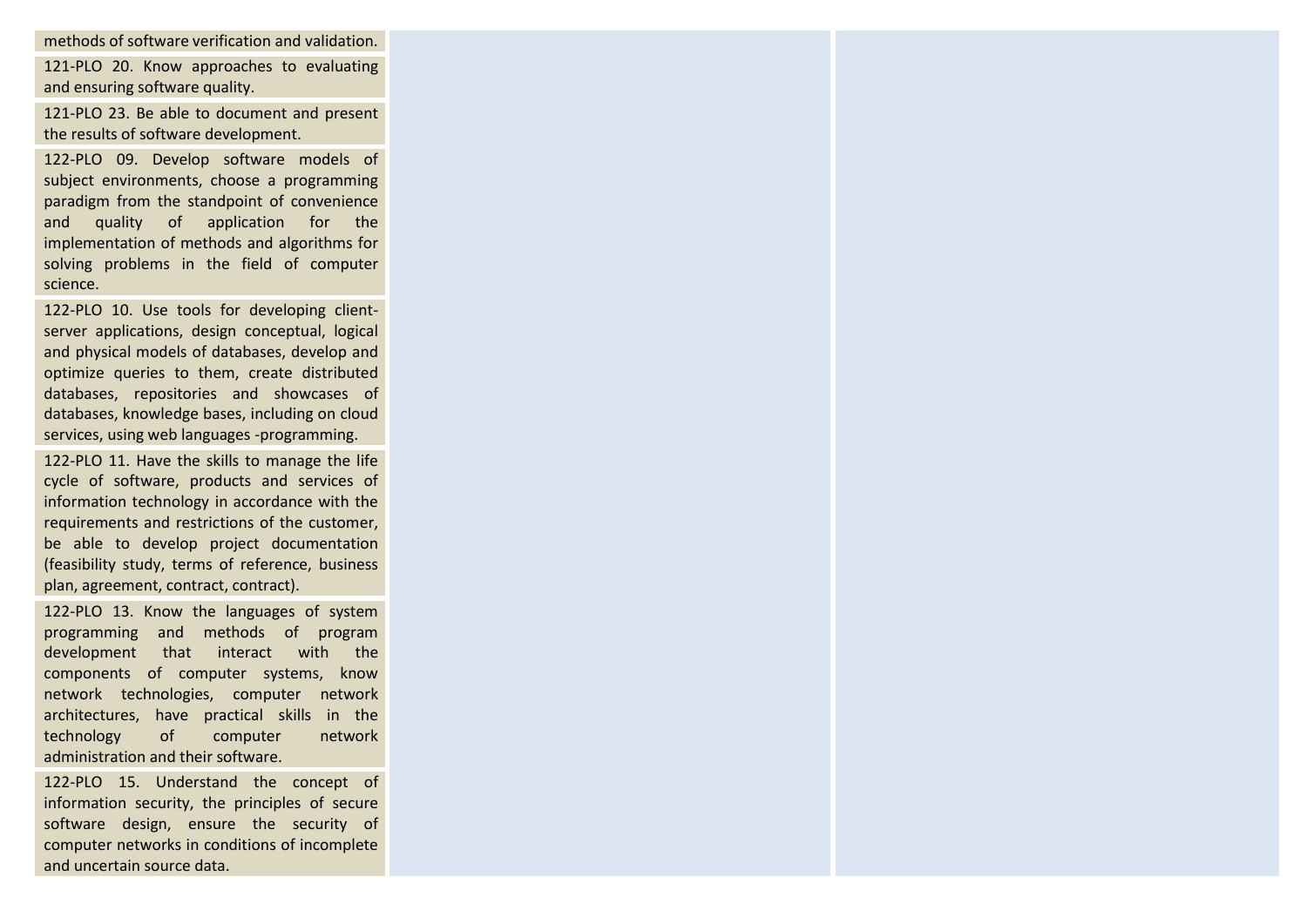| | | |
|---|---|---|
| methods of software verification and validation. | | |
| 121-PLO 20. Know approaches to evaluating and ensuring software quality. | | |
| 121-PLO 23. Be able to document and present the results of software development. | | |
| 122-PLO 09. Develop software models of subject environments, choose a programming paradigm from the standpoint of convenience and quality of application for the implementation of methods and algorithms for solving problems in the field of computer science. | | |
| 122-PLO 10. Use tools for developing client-server applications, design conceptual, logical and physical models of databases, develop and optimize queries to them, create distributed databases, repositories and showcases of databases, knowledge bases, including on cloud services, using web languages -programming. | | |
| 122-PLO 11. Have the skills to manage the life cycle of software, products and services of information technology in accordance with the requirements and restrictions of the customer, be able to develop project documentation (feasibility study, terms of reference, business plan, agreement, contract, contract). | | |
| 122-PLO 13. Know the languages of system programming and methods of program development that interact with the components of computer systems, know network technologies, computer network architectures, have practical skills in the technology of computer network administration and their software. | | |
| 122-PLO 15. Understand the concept of information security, the principles of secure software design, ensure the security of computer networks in conditions of incomplete and uncertain source data. | | |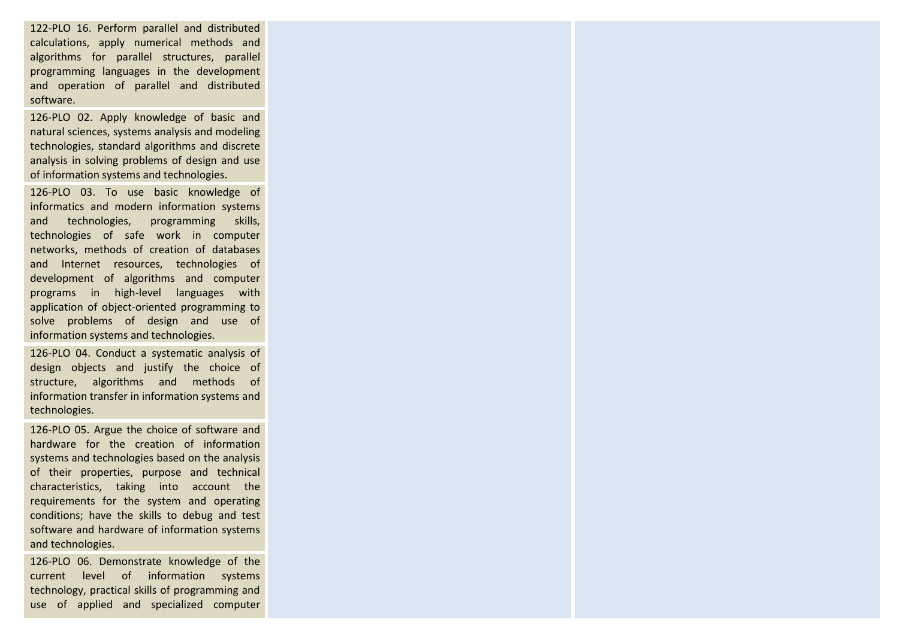| | | |
|---|---|---|
| 122-PLO 16. Perform parallel and distributed calculations, apply numerical methods and algorithms for parallel structures, parallel programming languages in the development and operation of parallel and distributed software. | | |
| 126-PLO 02. Apply knowledge of basic and natural sciences, systems analysis and modeling technologies, standard algorithms and discrete analysis in solving problems of design and use of information systems and technologies. | | |
| 126-PLO 03. To use basic knowledge of informatics and modern information systems and technologies, programming skills, technologies of safe work in computer networks, methods of creation of databases and Internet resources, technologies of development of algorithms and computer programs in high-level languages with application of object-oriented programming to solve problems of design and use of information systems and technologies. | | |
| 126-PLO 04. Conduct a systematic analysis of design objects and justify the choice of structure, algorithms and methods of information transfer in information systems and technologies. | | |
| 126-PLO 05. Argue the choice of software and hardware for the creation of information systems and technologies based on the analysis of their properties, purpose and technical characteristics, taking into account the requirements for the system and operating conditions; have the skills to debug and test software and hardware of information systems and technologies. | | |
| 126-PLO 06. Demonstrate knowledge of the current level of information systems technology, practical skills of programming and use of applied and specialized computer | | |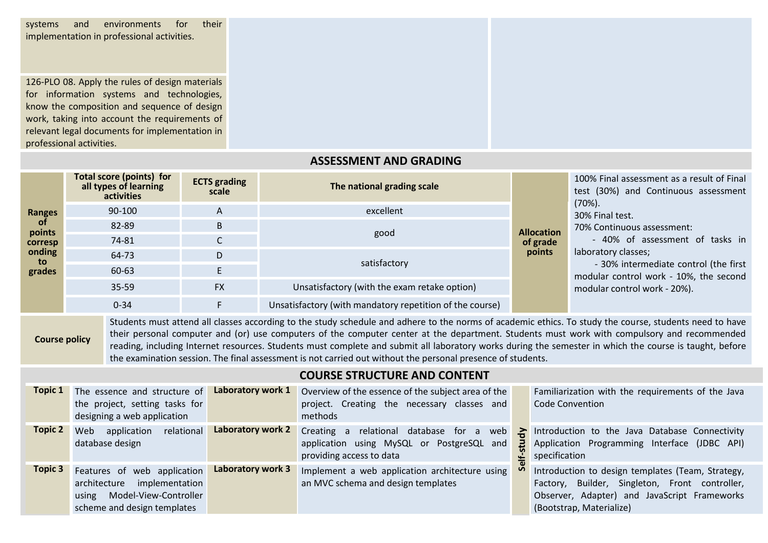| | | |
|---|---|---|
| systems and environments for their implementation in professional activities. | | |
| 126-PLO 08. Apply the rules of design materials for information systems and technologies, know the composition and sequence of design work, taking into account the requirements of relevant legal documents for implementation in professional activities. | | |

## ASSESSMENT AND GRADING

| Ranges of points corresponding to grades | Total score (points) for all types of learning activities | ECTS grading scale | The national grading scale |
|---|---|---|---|
| | 90-100 | A | excellent |
| | 82-89 | B | good |
| | 74-81 | C | good |
| | 64-73 | D | satisfactory |
| | 60-63 | E | satisfactory |
| | 35-59 | FX | Unsatisfactory (with the exam retake option) |
| | 0-34 | F | Unsatisfactory (with mandatory repetition of the course) |

**Allocation of grade points**

100% Final assessment as a result of Final test (30%) and Continuous assessment (70%).
30% Final test.
70% Continuous assessment:
- 40% of assessment of tasks in laboratory classes;
- 30% intermediate control (the first modular control work - 10%, the second modular control work - 20%).

**Course policy**

Students must attend all classes according to the study schedule and adhere to the norms of academic ethics. To study the course, students need to have their personal computer and (or) use computers of the computer center at the department. Students must work with compulsory and recommended reading, including Internet resources. Students must complete and submit all laboratory works during the semester in which the course is taught, before the examination session. The final assessment is not carried out without the personal presence of students.

## COURSE STRUCTURE AND CONTENT

| Topic | | Laboratory work | | Self-study |
|---|---|---|---|---|
| **Topic 1** | The essence and structure of the project, setting tasks for designing a web application | **Laboratory work 1** | Overview of the essence of the subject area of the project. Creating the necessary classes and methods | Familiarization with the requirements of the Java Code Convention |
| **Topic 2** | Web application relational database design | **Laboratory work 2** | Creating a relational database for a web application using MySQL or PostgreSQL and providing access to data | Introduction to the Java Database Connectivity Application Programming Interface (JDBC API) specification |
| **Topic 3** | Features of web application architecture implementation using Model-View-Controller scheme and design templates | **Laboratory work 3** | Implement a web application architecture using an MVC schema and design templates | Introduction to design templates (Team, Strategy, Factory, Builder, Singleton, Front controller, Observer, Adapter) and JavaScript Frameworks (Bootstrap, Materialize) |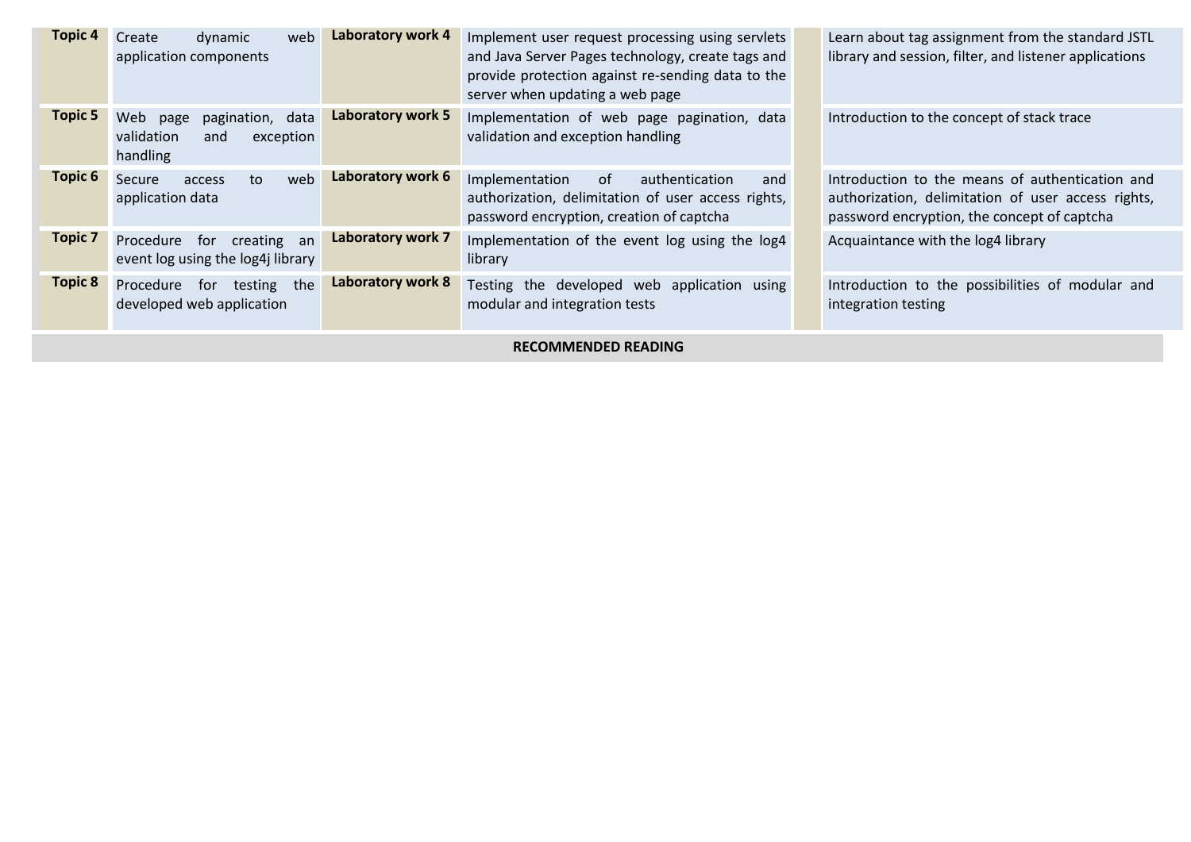| | | | | | |
|---|---|---|---|---|---|
| **Topic 4** | Create dynamic web application components | **Laboratory work 4** | Implement user request processing using servlets and Java Server Pages technology, create tags and provide protection against re-sending data to the server when updating a web page | | Learn about tag assignment from the standard JSTL library and session, filter, and listener applications |
| **Topic 5** | Web page pagination, data validation and exception handling | **Laboratory work 5** | Implementation of web page pagination, data validation and exception handling | | Introduction to the concept of stack trace |
| **Topic 6** | Secure access to web application data | **Laboratory work 6** | Implementation of authentication and authorization, delimitation of user access rights, password encryption, creation of captcha | | Introduction to the means of authentication and authorization, delimitation of user access rights, password encryption, the concept of captcha |
| **Topic 7** | Procedure for creating an event log using the log4j library | **Laboratory work 7** | Implementation of the event log using the log4 library | | Acquaintance with the log4 library |
| **Topic 8** | Procedure for testing the developed web application | **Laboratory work 8** | Testing the developed web application using modular and integration tests | | Introduction to the possibilities of modular and integration testing |

**RECOMMENDED READING**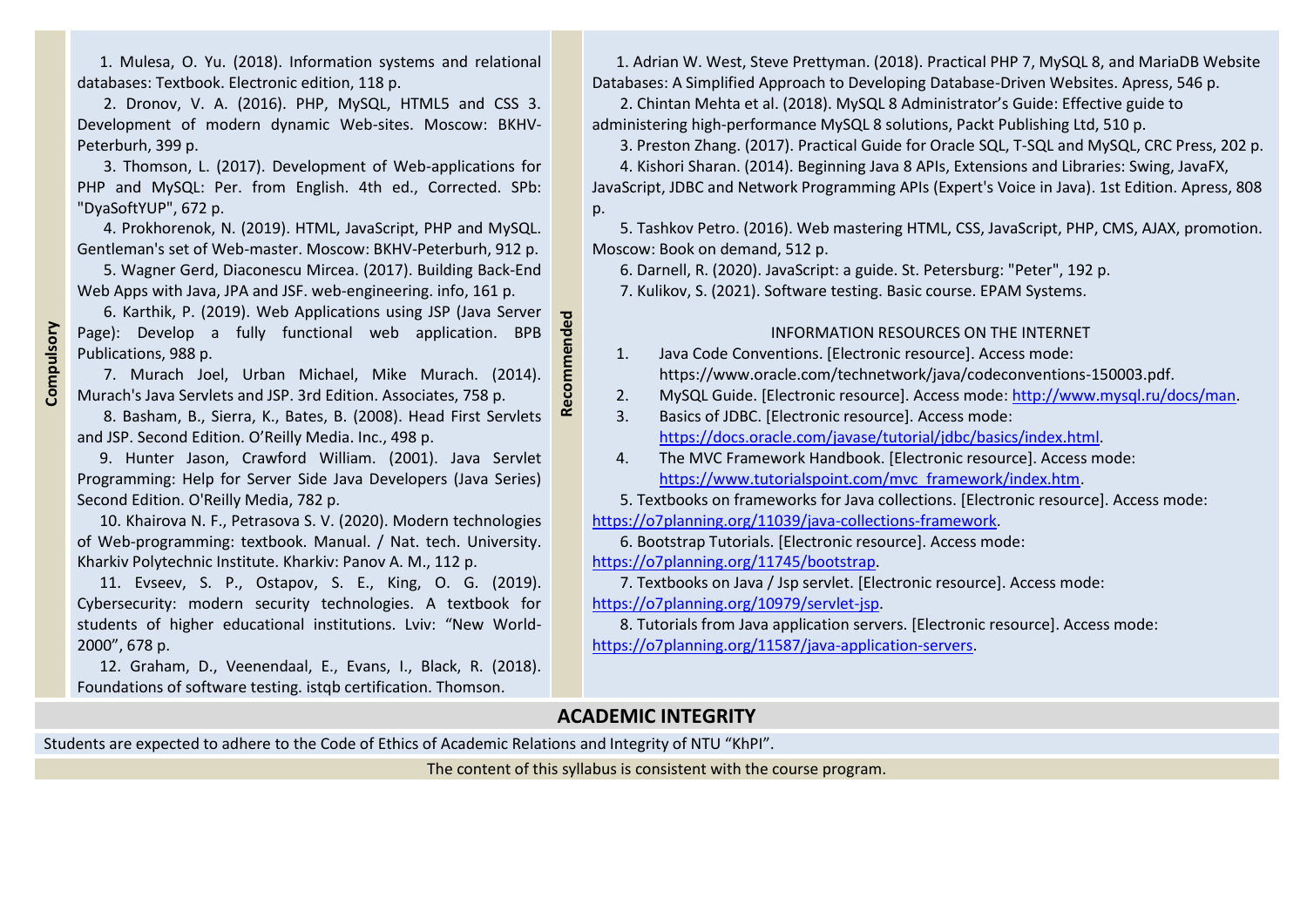**Compulsory**

1. Mulesa, O. Yu. (2018). Information systems and relational databases: Textbook. Electronic edition, 118 p.
2. Dronov, V. A. (2016). PHP, MySQL, HTML5 and CSS 3. Development of modern dynamic Web-sites. Moscow: BKHV-Peterburh, 399 p.
3. Thomson, L. (2017). Development of Web-applications for PHP and MySQL: Per. from English. 4th ed., Corrected. SPb: "DyaSoftYUP", 672 p.
4. Prokhorenok, N. (2019). HTML, JavaScript, PHP and MySQL. Gentleman's set of Web-master. Moscow: BKHV-Peterburh, 912 p.
5. Wagner Gerd, Diaconescu Mircea. (2017). Building Back-End Web Apps with Java, JPA and JSF. web-engineering. info, 161 p.
6. Karthik, P. (2019). Web Applications using JSP (Java Server Page): Develop a fully functional web application. BPB Publications, 988 p.
7. Murach Joel, Urban Michael, Mike Murach. (2014). Murach's Java Servlets and JSP. 3rd Edition. Associates, 758 p.
8. Basham, B., Sierra, K., Bates, B. (2008). Head First Servlets and JSP. Second Edition. O'Reilly Media. Inc., 498 p.
9. Hunter Jason, Crawford William. (2001). Java Servlet Programming: Help for Server Side Java Developers (Java Series) Second Edition. O'Reilly Media, 782 p.
10. Khairova N. F., Petrasova S. V. (2020). Modern technologies of Web-programming: textbook. Manual. / Nat. tech. University. Kharkiv Polytechnic Institute. Kharkiv: Panov A. M., 112 p.
11. Evseev, S. P., Ostapov, S. E., King, O. G. (2019). Cybersecurity: modern security technologies. A textbook for students of higher educational institutions. Lviv: "New World-2000", 678 p.
12. Graham, D., Veenendaal, E., Evans, I., Black, R. (2018). Foundations of software testing. istqb certification. Thomson.

**Recommended**

1. Adrian W. West, Steve Prettyman. (2018). Practical PHP 7, MySQL 8, and MariaDB Website Databases: A Simplified Approach to Developing Database-Driven Websites. Apress, 546 p.
2. Chintan Mehta et al. (2018). MySQL 8 Administrator's Guide: Effective guide to administering high-performance MySQL 8 solutions, Packt Publishing Ltd, 510 p.
3. Preston Zhang. (2017). Practical Guide for Oracle SQL, T-SQL and MySQL, CRC Press, 202 p.
4. Kishori Sharan. (2014). Beginning Java 8 APIs, Extensions and Libraries: Swing, JavaFX, JavaScript, JDBC and Network Programming APIs (Expert's Voice in Java). 1st Edition. Apress, 808 p.
5. Tashkov Petro. (2016). Web mastering HTML, CSS, JavaScript, PHP, CMS, AJAX, promotion. Moscow: Book on demand, 512 p.
6. Darnell, R. (2020). JavaScript: a guide. St. Petersburg: "Peter", 192 p.
7. Kulikov, S. (2021). Software testing. Basic course. EPAM Systems.

INFORMATION RESOURCES ON THE INTERNET

1. Java Code Conventions. [Electronic resource]. Access mode: https://www.oracle.com/technetwork/java/codeconventions-150003.pdf.
2. MySQL Guide. [Electronic resource]. Access mode: http://www.mysql.ru/docs/man.
3. Basics of JDBC. [Electronic resource]. Access mode: https://docs.oracle.com/javase/tutorial/jdbc/basics/index.html.
4. The MVC Framework Handbook. [Electronic resource]. Access mode: https://www.tutorialspoint.com/mvc_framework/index.htm.
5. Textbooks on frameworks for Java collections. [Electronic resource]. Access mode: https://o7planning.org/11039/java-collections-framework.
6. Bootstrap Tutorials. [Electronic resource]. Access mode: https://o7planning.org/11745/bootstrap.
7. Textbooks on Java / Jsp servlet. [Electronic resource]. Access mode: https://o7planning.org/10979/servlet-jsp.
8. Tutorials from Java application servers. [Electronic resource]. Access mode: https://o7planning.org/11587/java-application-servers.

## ACADEMIC INTEGRITY

Students are expected to adhere to the Code of Ethics of Academic Relations and Integrity of NTU "KhPI".

The content of this syllabus is consistent with the course program.